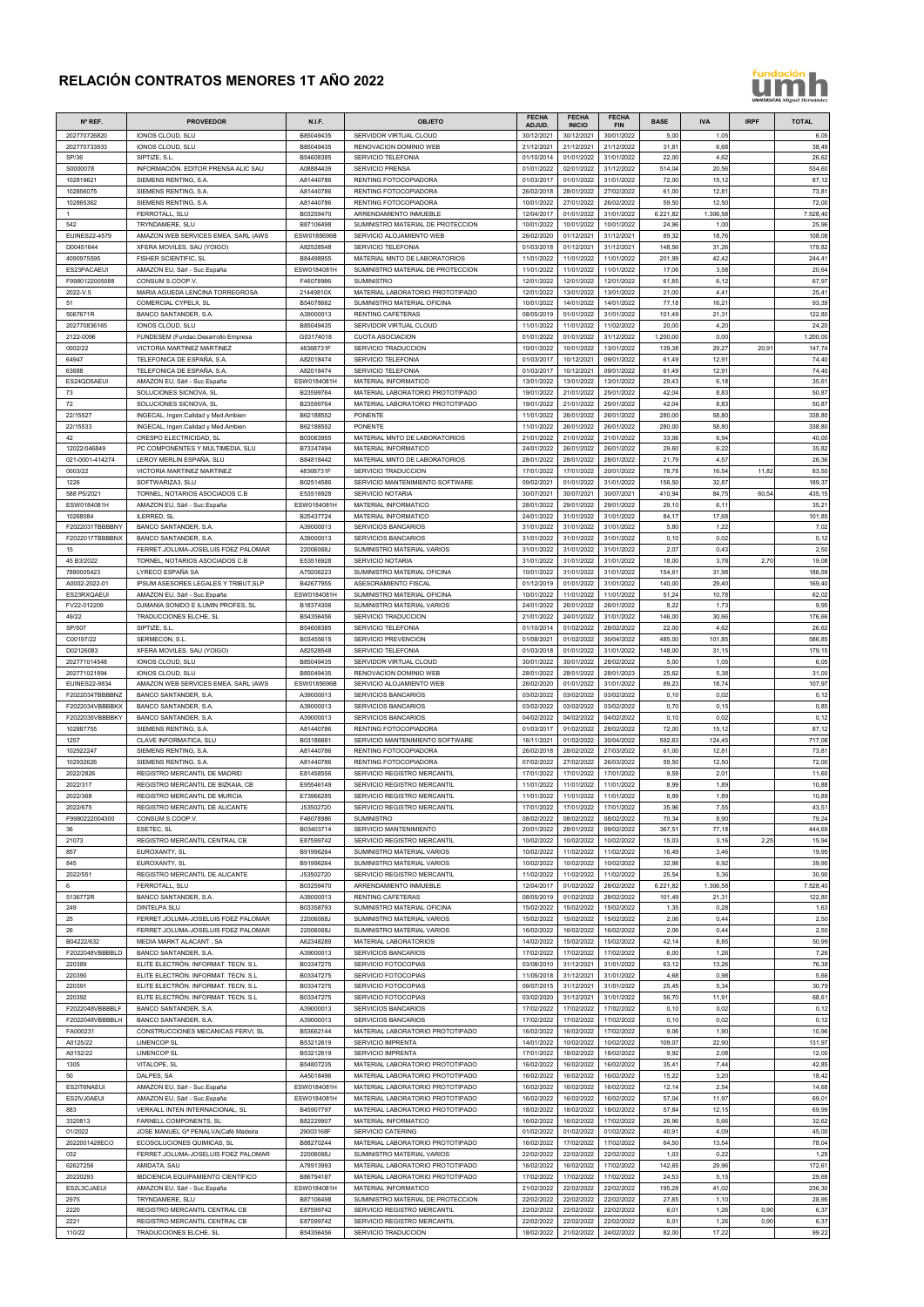# RELACIÓN CONTRATOS MENORES 1T AÑO 2022

| Nº REF. | PROVEEDOR | N.I.F. | OBJETO | FECHA ADJUD. | FECHA INICIO | FECHA FIN | BASE | IVA | IRPF | TOTAL |
|---|---|---|---|---|---|---|---|---|---|---|
| 202770726820 | IONOS CLOUD, SLU | B85049435 | SERVIDOR VIRTUAL CLOUD | 30/12/2021 | 30/12/2021 | 30/01/2022 | 5,00 | 1,05 | | 6,05 |
| 202770733933 | IONOS CLOUD, SLU | B85049435 | RENOVACION DOMINIO WEB | 21/12/2021 | 21/12/2021 | 21/12/2022 | 31,81 | 6,68 | | 38,49 |
| SP/36 | SIPTIZE, S.L. | B54608385 | SERVICIO TELEFONIA | 01/10/2014 | 01/01/2022 | 31/01/2022 | 22,00 | 4,62 | | 26,62 |
| S0000078 | INFORMACIÓN. EDITOR PRENSA ALIC SAU | A08884439 | SERVICIO PRENSA | 01/01/2022 | 02/01/2022 | 31/12/2022 | 514,04 | 20,56 | | 534,60 |
| 102819621 | SIEMENS RENTING, S.A. | A81440786 | RENTING FOTOCOPIADORA | 01/03/2017 | 01/01/2022 | 31/01/2022 | 72,00 | 15,12 | | 87,12 |
| 102856075 | SIEMENS RENTING, S.A. | A81440786 | RENTING FOTOCOPIADORA | 26/02/2018 | 28/01/2022 | 27/02/2022 | 61,00 | 12,81 | | 73,81 |
| 102865362 | SIEMENS RENTING, S.A. | A81440786 | RENTING FOTOCOPIADORA | 10/01/2022 | 27/01/2022 | 26/02/2022 | 59,50 | 12,50 | | 72,00 |
| 1 | FERROTALL, SLU | B03259470 | ARRENDAMIENTO INMUEBLE | 12/04/2017 | 01/01/2022 | 31/01/2022 | 6.221,82 | 1.306,58 | | 7.528,40 |
| 542 | TRYNDAMERE, SLU | B87106498 | SUMINISTRO MATERIAL DE PROTECCION | 10/01/2022 | 10/01/2022 | 10/01/2022 | 24,96 | 1,00 | | 25,96 |
| EUINES22-4579 | AMAZON WEB SERVICES EMEA, SARL (AWS | ESW0185696B | SERVICIO ALOJAMIENTO WEB | 26/02/2020 | 01/12/2021 | 31/12/2021 | 89,32 | 18,76 | | 108,08 |
| D00451644 | XFERA MOVILES, SAU (YOIGO) | A82528548 | SERVICIO TELEFONIA | 01/03/2018 | 01/12/2021 | 31/12/2021 | 148,56 | 31,26 | | 179,82 |
| 4090975595 | FISHER SCIENTIFIC, SL | B84498955 | MATERIAL MNTO DE LABORATORIOS | 11/01/2022 | 11/01/2022 | 11/01/2022 | 201,99 | 42,42 | | 244,41 |
| ES23PACAEUI | AMAZON EU, Sàrl - Suc.España | ESW0184081H | SUMINISTRO MATERIAL DE PROTECCION | 11/01/2022 | 11/01/2022 | 11/01/2022 | 17,06 | 3,58 | | 20,64 |
| F9980122005088 | CONSUM S.COOP.V. | F46078986 | SUMINISTRO | 12/01/2022 | 12/01/2022 | 12/01/2022 | 61,85 | 6,12 | | 67,97 |
| 2022-V.5 | MARIA AGUEDA LENCINA TORREGROSA | 21449810X | MATERIAL LABORATORIO PROTOTIPADO | 12/01/2022 | 13/01/2022 | 13/01/2022 | 21,00 | 4,41 | | 25,41 |
| 51 | COMERCIAL CYPELX, SL | B54078662 | SUMINISTRO MATERIAL OFICINA | 10/01/2022 | 14/01/2022 | 14/01/2022 | 77,18 | 16,21 | | 93,39 |
| 5067671R | BANCO SANTANDER, S.A. | A39000013 | RENTING CAFETERAS | 08/05/2019 | 01/01/2022 | 31/01/2022 | 101,49 | 21,31 | | 122,80 |
| 202770836165 | IONOS CLOUD, SLU | B85049435 | SERVIDOR VIRTUAL CLOUD | 11/01/2022 | 11/01/2022 | 11/02/2022 | 20,00 | 4,20 | | 24,20 |
| 2122-0096 | FUNDESEM (Fundac.Desarrollo Empresa | G03174018 | CUOTA ASOCIACION | 01/01/2022 | 01/01/2022 | 31/12/2022 | 1.200,00 | 0,00 | | 1.200,00 |
| 0002/22 | VICTORIA MARTINEZ MARTINEZ | 48368731F | SERVICIO TRADUCCION | 10/01/2022 | 10/01/2022 | 13/01/2022 | 139,38 | 29,27 | 20,91 | 147,74 |
| 64947 | TELEFONICA DE ESPAÑA, S.A. | A82018474 | SERVICIO TELEFONIA | 01/03/2017 | 10/12/2021 | 09/01/2022 | 61,49 | 12,91 | | 74,40 |
| 63688 | TELEFONICA DE ESPAÑA, S.A. | A82018474 | SERVICIO TELEFONIA | 01/03/2017 | 10/12/2021 | 09/01/2022 | 61,49 | 12,91 | | 74,40 |
| ES24QD5AEUI | AMAZON EU, Sàrl - Suc.España | ESW0184081H | MATERIAL INFORMATICO | 13/01/2022 | 13/01/2022 | 13/01/2022 | 29,43 | 6,18 | | 35,61 |
| 73 | SOLUCIONES SICNOVA, SL | B23599764 | MATERIAL LABORATORIO PROTOTIPADO | 19/01/2022 | 21/01/2022 | 25/01/2022 | 42,04 | 8,83 | | 50,87 |
| 72 | SOLUCIONES SICNOVA, SL | B23599764 | MATERIAL LABORATORIO PROTOTIPADO | 19/01/2022 | 21/01/2022 | 25/01/2022 | 42,04 | 8,83 | | 50,87 |
| 22/15527 | INGECAL, Ingen.Calidad y Med.Ambien | B62188552 | PONENTE | 11/01/2022 | 26/01/2022 | 26/01/2022 | 280,00 | 58,80 | | 338,80 |
| 22/15533 | INGECAL, Ingen.Calidad y Med.Ambien | B62188552 | PONENTE | 11/01/2022 | 26/01/2022 | 26/01/2022 | 280,00 | 58,80 | | 338,80 |
| 42 | CRESPO ELECTRICIDAD, SL | B03063955 | MATERIAL MNTO DE LABORATORIOS | 21/01/2022 | 21/01/2022 | 21/01/2022 | 33,06 | 6,94 | | 40,00 |
| 12022/046849 | PC COMPONENTES Y MULTIMEDIA, SLU | B73347494 | MATERIAL INFORMATICO | 24/01/2022 | 26/01/2022 | 26/01/2022 | 29,60 | 6,22 | | 35,82 |
| 021-0001-414274 | LEROY MERLIN ESPAÑA, SLU | B84818442 | MATERIAL MNTO DE LABORATORIOS | 28/01/2022 | 28/01/2022 | 28/01/2022 | 21,79 | 4,57 | | 26,36 |
| 0003/22 | VICTORIA MARTINEZ MARTINEZ | 48368731F | SERVICIO TRADUCCION | 17/01/2022 | 17/01/2022 | 20/01/2022 | 78,78 | 16,54 | 11,82 | 83,50 |
| 1226 | SOFTWARIZA3, SLU | B02514586 | SERVICIO MANTENIMIENTO SOFTWARE | 09/02/2021 | 01/01/2022 | 31/01/2022 | 156,50 | 32,87 | | 189,37 |
| 588 P5/2021 | TORNEL, NOTARIOS ASOCIADOS C.B | E53516928 | SERVICIO NOTARIA | 30/07/2021 | 30/07/2021 | 30/07/2021 | 410,94 | 84,75 | 60,54 | 435,15 |
| ESW0184081H | AMAZON EU, Sàrl - Suc.España | ESW0184081H | MATERIAL INFORMATICO | 28/01/2022 | 29/01/2022 | 29/01/2022 | 29,10 | 6,11 | | 35,21 |
| 10268084 | ILERRED, SL | B25437724 | MATERIAL INFORMATICO | 24/01/2022 | 31/01/2022 | 31/01/2022 | 84,17 | 17,68 | | 101,85 |
| F2022031TBBBBNY | BANCO SANTANDER, S.A. | A39000013 | SERVICIOS BANCARIOS | 31/01/2022 | 31/01/2022 | 31/01/2022 | 5,80 | 1,22 | | 7,02 |
| F2022017TBBBBNX | BANCO SANTANDER, S.A. | A39000013 | SERVICIOS BANCARIOS | 31/01/2022 | 31/01/2022 | 31/01/2022 | 0,10 | 0,02 | | 0,12 |
| 15 | FERRET.JOLUMA-JOSELUIS FDEZ PALOMAR | 22006068J | SUMINISTRO MATERIAL VARIOS | 31/01/2022 | 31/01/2022 | 31/01/2022 | 2,07 | 0,43 | | 2,50 |
| 45 B3/2022 | TORNEL, NOTARIOS ASOCIADOS C.B | E53516928 | SERVICIO NOTARIA | 31/01/2022 | 31/01/2022 | 31/01/2022 | 18,00 | 3,78 | 2,70 | 19,08 |
| 7880005423 | LYRECO ESPAÑA SA | A79206223 | SUMINISTRO MATERIAL OFICINA | 10/01/2022 | 31/01/2022 | 31/01/2022 | 154,61 | 31,98 | | 186,59 |
| A0002-2022-01 | IPSUM ASESORES LEGALES Y TRIBUT,SLP | B42677955 | ASESORAMIENTO FISCAL | 01/12/2019 | 01/01/2022 | 31/01/2022 | 140,00 | 29,40 | | 169,40 |
| ES23RXQAEUI | AMAZON EU, Sàrl - Suc.España | ESW0184081H | SUMINISTRO MATERIAL OFICINA | 10/01/2022 | 11/01/2022 | 11/01/2022 | 51,24 | 10,78 | | 62,02 |
| FV22-012209 | DJMANIA SONIDO E ILUMIN PROFES, SL | B18374306 | SUMINISTRO MATERIAL VARIOS | 24/01/2022 | 26/01/2022 | 26/01/2022 | 8,22 | 1,73 | | 9,95 |
| 49/22 | TRADUCCIONES ELCHE, SL | B54356456 | SERVICIO TRADUCCION | 21/01/2022 | 24/01/2022 | 31/01/2022 | 146,00 | 30,66 | | 176,66 |
| SP/507 | SIPTIZE, S.L. | B54608385 | SERVICIO TELEFONIA | 01/10/2014 | 01/02/2022 | 28/02/2022 | 22,00 | 4,62 | | 26,62 |
| C00197/22 | SERMECON, S.L. | B03455615 | SERVICIO PREVENCION | 01/08/2021 | 01/02/2022 | 30/04/2022 | 485,00 | 101,85 | | 586,85 |
| D02126083 | XFERA MOVILES, SAU (YOIGO) | A82528548 | SERVICIO TELEFONIA | 01/03/2018 | 01/01/2022 | 31/01/2022 | 148,00 | 31,15 | | 179,15 |
| 202771014548 | IONOS CLOUD, SLU | B85049435 | SERVIDOR VIRTUAL CLOUD | 30/01/2022 | 30/01/2022 | 28/02/2022 | 5,00 | 1,05 | | 6,05 |
| 202771021894 | IONOS CLOUD, SLU | B85049435 | RENOVACION DOMINIO WEB | 28/01/2022 | 28/01/2022 | 28/01/2023 | 25,62 | 5,38 | | 31,00 |
| EUINES22-9834 | AMAZON WEB SERVICES EMEA, SARL (AWS | ESW0185696B | SERVICIO ALOJAMIENTO WEB | 26/02/2020 | 01/01/2022 | 31/01/2022 | 89,23 | 18,74 | | 107,97 |
| F2022034TBBBBNZ | BANCO SANTANDER, S.A. | A39000013 | SERVICIOS BANCARIOS | 03/02/2022 | 03/02/2022 | 03/02/2022 | 0,10 | 0,02 | | 0,12 |
| F2022034VBBBBKX | BANCO SANTANDER, S.A. | A39000013 | SERVICIOS BANCARIOS | 03/02/2022 | 03/02/2022 | 03/02/2022 | 0,70 | 0,15 | | 0,85 |
| F2022035VBBBBKY | BANCO SANTANDER, S.A. | A39000013 | SERVICIOS BANCARIOS | 04/02/2022 | 04/02/2022 | 04/02/2022 | 0,10 | 0,02 | | 0,12 |
| 102887755 | SIEMENS RENTING, S.A. | A81440786 | RENTING FOTOCOPIADORA | 01/03/2017 | 01/02/2022 | 28/02/2022 | 72,00 | 15,12 | | 87,12 |
| 1257 | CLAVE INFORMATICA, SLU | B03186681 | SERVICIO MANTENIMIENTO SOFTWARE | 16/11/2021 | 01/02/2022 | 30/04/2022 | 592,63 | 124,45 | | 717,08 |
| 102922247 | SIEMENS RENTING, S.A. | A81440786 | RENTING FOTOCOPIADORA | 26/02/2018 | 28/02/2022 | 27/03/2022 | 61,00 | 12,81 | | 73,81 |
| 102932626 | SIEMENS RENTING, S.A. | A81440786 | RENTING FOTOCOPIADORA | 07/02/2022 | 27/02/2022 | 26/03/2022 | 59,50 | 12,50 | | 72,00 |
| 2022/2826 | REGISTRO MERCANTIL DE MADRID | E81458556 | SERVICIO REGISTRO MERCANTIL | 17/01/2022 | 17/01/2022 | 17/01/2022 | 9,59 | 2,01 | | 11,60 |
| 2022/317 | REGISTRO MERCANTIL DE BIZKAIA, CB | E95546149 | SERVICIO REGISTRO MERCANTIL | 11/01/2022 | 11/01/2022 | 11/01/2022 | 8,99 | 1,89 | | 10,88 |
| 2022/368 | REGISTRO MERCANTIL DE MURCIA | E73966285 | SERVICIO REGISTRO MERCANTIL | 11/01/2022 | 11/01/2022 | 11/01/2022 | 8,99 | 1,89 | | 10,88 |
| 2022/675 | REGISTRO MERCANTIL DE ALICANTE | J53502720 | SERVICIO REGISTRO MERCANTIL | 17/01/2022 | 17/01/2022 | 17/01/2022 | 35,96 | 7,55 | | 43,51 |
| F9980222004300 | CONSUM S.COOP.V. | F46078986 | SUMINISTRO | 08/02/2022 | 08/02/2022 | 08/02/2022 | 70,34 | 8,90 | | 79,24 |
| 36 | ESETEC, SL | B03403714 | SERVICIO MANTENIMIENTO | 20/01/2022 | 28/01/2022 | 09/02/2022 | 367,51 | 77,18 | | 444,69 |
| 21073 | REGISTRO MERCANTIL CENTRAL CB | E87599742 | SERVICIO REGISTRO MERCANTIL | 10/02/2022 | 10/02/2022 | 10/02/2022 | 15,03 | 3,16 | 2,25 | 15,94 |
| 857 | EUROXANTY, SL | B91996264 | SUMINISTRO MATERIAL VARIOS | 10/02/2022 | 11/02/2022 | 11/02/2022 | 16,49 | 3,46 | | 19,95 |
| 845 | EUROXANTY, SL | B91996264 | SUMINISTRO MATERIAL VARIOS | 10/02/2022 | 10/02/2022 | 10/02/2022 | 32,98 | 6,92 | | 39,90 |
| 2022/551 | REGISTRO MERCANTIL DE ALICANTE | J53502720 | SERVICIO REGISTRO MERCANTIL | 11/02/2022 | 11/02/2022 | 11/02/2022 | 25,54 | 5,36 | | 30,90 |
| 6 | FERROTALL, SLU | B03259470 | ARRENDAMIENTO INMUEBLE | 12/04/2017 | 01/02/2022 | 28/02/2022 | 6.221,82 | 1.306,58 | | 7.528,40 |
| 5136772R | BANCO SANTANDER, S.A. | A39000013 | RENTING CAFETERAS | 08/05/2019 | 01/02/2022 | 28/02/2022 | 101,49 | 21,31 | | 122,80 |
| 249 | DINTELPA SLU | B03358793 | SUMINISTRO MATERIAL OFICINA | 15/02/2022 | 15/02/2022 | 15/02/2022 | 1,35 | 0,28 | | 1,63 |
| 25 | FERRET.JOLUMA-JOSELUIS FDEZ PALOMAR | 22006068J | SUMINISTRO MATERIAL VARIOS | 15/02/2022 | 15/02/2022 | 15/02/2022 | 2,06 | 0,44 | | 2,50 |
| 26 | FERRET.JOLUMA-JOSELUIS FDEZ PALOMAR | 22006068J | SUMINISTRO MATERIAL VARIOS | 16/02/2022 | 16/02/2022 | 16/02/2022 | 2,06 | 0,44 | | 2,50 |
| B04222/632 | MEDIA MARKT ALACANT , SA | A62348289 | MATERIAL LABORATORIOS | 14/02/2022 | 15/02/2022 | 15/02/2022 | 42,14 | 8,85 | | 50,99 |
| F2022048VBBBBLD | BANCO SANTANDER, S.A. | A39000013 | SERVICIOS BANCARIOS | 17/02/2022 | 17/02/2022 | 17/02/2022 | 6,00 | 1,26 | | 7,26 |
| 220389 | ELITE ELECTRÓN. INFORMAT. TECN. S.L | B03347275 | SERVICIO FOTOCOPIAS | 03/08/2010 | 31/12/2021 | 31/01/2022 | 63,12 | 13,26 | | 76,38 |
| 220390 | ELITE ELECTRÓN. INFORMAT. TECN. S.L | B03347275 | SERVICIO FOTOCOPIAS | 11/05/2018 | 31/12/2021 | 31/01/2022 | 4,68 | 0,98 | | 5,66 |
| 220391 | ELITE ELECTRÓN. INFORMAT. TECN. S.L | B03347275 | SERVICIO FOTOCOPIAS | 09/07/2015 | 31/12/2021 | 31/01/2022 | 25,45 | 5,34 | | 30,79 |
| 220392 | ELITE ELECTRÓN. INFORMAT. TECN. S.L | B03347275 | SERVICIO FOTOCOPIAS | 03/02/2020 | 31/12/2021 | 31/01/2022 | 56,70 | 11,91 | | 68,61 |
| F2022048VBBBBLF | BANCO SANTANDER, S.A. | A39000013 | SERVICIOS BANCARIOS | 17/02/2022 | 17/02/2022 | 17/02/2022 | 0,10 | 0,02 | | 0,12 |
| F2022048VBBBBLH | BANCO SANTANDER, S.A. | A39000013 | SERVICIOS BANCARIOS | 17/02/2022 | 17/02/2022 | 17/02/2022 | 0,10 | 0,02 | | 0,12 |
| FA000231 | CONSTRUCCIONES MECANICAS FERVI, SL | B53662144 | MATERIAL LABORATORIO PROTOTIPADO | 16/02/2022 | 16/02/2022 | 17/02/2022 | 9,06 | 1,90 | | 10,96 |
| A0125/22 | LIMENCOP SL | B53212619 | SERVICIO IMPRENTA | 14/01/2022 | 10/02/2022 | 10/02/2022 | 109,07 | 22,90 | | 131,97 |
| A0152/22 | LIMENCOP SL | B53212619 | SERVICIO IMPRENTA | 17/01/2022 | 18/02/2022 | 18/02/2022 | 9,92 | 2,08 | | 12,00 |
| 1305 | VITALOPE, SL | B54807235 | MATERIAL LABORATORIO PROTOTIPADO | 16/02/2022 | 16/02/2022 | 16/02/2022 | 35,41 | 7,44 | | 42,85 |
| 50 | DALPES, SA | A45018496 | MATERIAL LABORATORIO PROTOTIPADO | 16/02/2022 | 16/02/2022 | 16/02/2022 | 15,22 | 3,20 | | 18,42 |
| ES2IT6NAEUI | AMAZON EU, Sàrl - Suc.España | ESW0184081H | MATERIAL LABORATORIO PROTOTIPADO | 16/02/2022 | 16/02/2022 | 16/02/2022 | 12,14 | 2,54 | | 14,68 |
| ES2IVJ0AEUI | AMAZON EU, Sàrl - Suc.España | ESW0184081H | MATERIAL LABORATORIO PROTOTIPADO | 16/02/2022 | 16/02/2022 | 16/02/2022 | 57,04 | 11,97 | | 69,01 |
| 883 | VERKALL INTEN INTERNACIONAL, SL | B45907797 | MATERIAL LABORATORIO PROTOTIPADO | 18/02/2022 | 18/02/2022 | 18/02/2022 | 57,84 | 12,15 | | 69,99 |
| 3320813 | FARNELL COMPONENTS, SL | B82229907 | MATERIAL INFORMATICO | 16/02/2022 | 16/02/2022 | 17/02/2022 | 26,96 | 5,66 | | 32,62 |
| 01/2022 | JOSE MANUEL Gª PENALVA(Café Madeira | 29003168F | SERVICIO CATERING | 01/02/2022 | 01/02/2022 | 01/02/2022 | 40,91 | 4,09 | | 45,00 |
| 2022001428ECO | ECOSOLUCIONES QUIMICAS, SL | B88270244 | MATERIAL LABORATORIO PROTOTIPADO | 16/02/2022 | 17/02/2022 | 17/02/2022 | 64,50 | 13,54 | | 78,04 |
| 032 | FERRET.JOLUMA-JOSELUIS FDEZ PALOMAR | 22006068J | SUMINISTRO MATERIAL VARIOS | 22/02/2022 | 22/02/2022 | 22/02/2022 | 1,03 | 0,22 | | 1,25 |
| 62627256 | AMIDATA, SAU | A78913993 | MATERIAL LABORATORIO PROTOTIPADO | 16/02/2022 | 16/02/2022 | 17/02/2022 | 142,65 | 29,96 | | 172,61 |
| 20220293 | IBDCIENCIA EQUIPAMIENTO CIENTÍFICO | B86794187 | MATERIAL LABORATORIO PROTOTIPADO | 17/02/2022 | 17/02/2022 | 17/02/2022 | 24,53 | 5,15 | | 29,68 |
| ES2L3CJAEUI | AMAZON EU, Sàrl - Suc.España | ESW0184081H | MATERIAL INFORMATICO | 21/02/2022 | 22/02/2022 | 22/02/2022 | 195,28 | 41,02 | | 236,30 |
| 2975 | TRYNDAMERE, SLU | B87106498 | SUMINISTRO MATERIAL DE PROTECCION | 22/02/2022 | 22/02/2022 | 22/02/2022 | 27,85 | 1,10 | | 28,95 |
| 2220 | REGISTRO MERCANTIL CENTRAL CB | E87599742 | SERVICIO REGISTRO MERCANTIL | 22/02/2022 | 22/02/2022 | 22/02/2022 | 6,01 | 1,26 | 0,90 | 6,37 |
| 2221 | REGISTRO MERCANTIL CENTRAL CB | E87599742 | SERVICIO REGISTRO MERCANTIL | 22/02/2022 | 22/02/2022 | 22/02/2022 | 6,01 | 1,26 | 0,90 | 6,37 |
| 110/22 | TRADUCCIONES ELCHE, SL | B54356456 | SERVICIO TRADUCCION | 18/02/2022 | 21/02/2022 | 24/02/2022 | 82,00 | 17,22 | | 99,22 |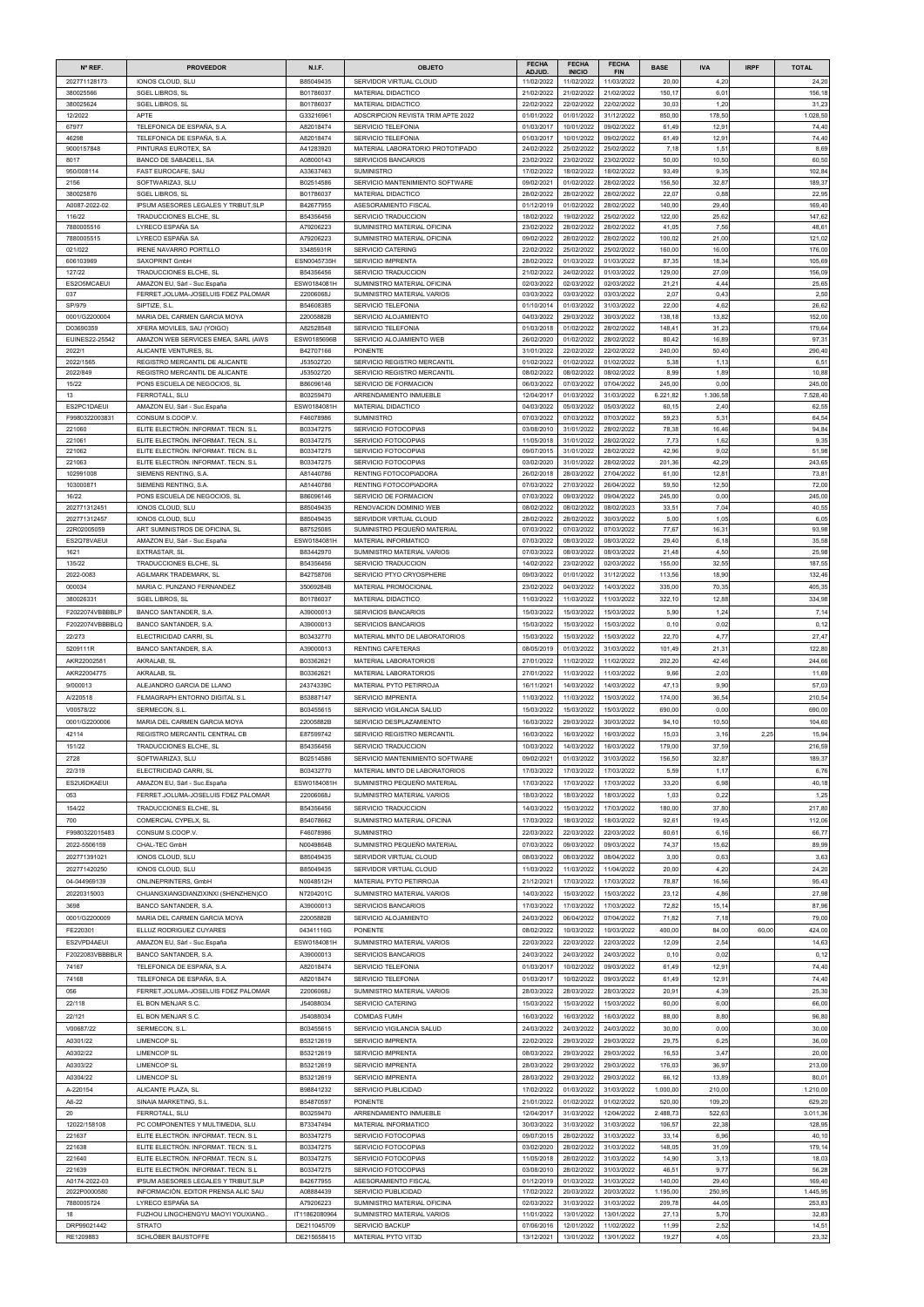| Nº REF. | PROVEEDOR | N.I.F. | OBJETO | FECHA ADJUD. | FECHA INICIO | FECHA FIN | BASE | IVA | IRPF | TOTAL |
|---|---|---|---|---|---|---|---|---|---|---|
| 202771128173 | IONOS CLOUD, SLU | B85049435 | SERVIDOR VIRTUAL CLOUD | 11/02/2022 | 11/02/2022 | 11/03/2022 | 20,00 | 4,20 | | 24,20 |
| 380025566 | SGEL LIBROS, SL | B01786037 | MATERIAL DIDACTICO | 21/02/2022 | 21/02/2022 | 21/02/2022 | 150,17 | 6,01 | | 156,18 |
| 380025624 | SGEL LIBROS, SL | B01786037 | MATERIAL DIDACTICO | 22/02/2022 | 22/02/2022 | 22/02/2022 | 30,03 | 1,20 | | 31,23 |
| 12/2022 | APTE | G33216961 | ADSCRIPCION REVISTA TRIM APTE 2022 | 01/01/2022 | 01/01/2022 | 31/12/2022 | 850,00 | 178,50 | | 1.028,50 |
| 67977 | TELEFONICA DE ESPAÑA, S.A. | A82018474 | SERVICIO TELEFONIA | 01/03/2017 | 10/01/2022 | 09/02/2022 | 61,49 | 12,91 | | 74,40 |
| 46298 | TELEFONICA DE ESPAÑA, S.A. | A82018474 | SERVICIO TELEFONIA | 01/03/2017 | 10/01/2022 | 09/02/2022 | 61,49 | 12,91 | | 74,40 |
| 9000157848 | PINTURAS EUROTEX, SA | A41283920 | MATERIAL LABORATORIO PROTOTIPADO | 24/02/2022 | 25/02/2022 | 25/02/2022 | 7,18 | 1,51 | | 8,69 |
| 8017 | BANCO DE SABADELL, SA | A08000143 | SERVICIOS BANCARIOS | 23/02/2022 | 23/02/2022 | 23/02/2022 | 50,00 | 10,50 | | 60,50 |
| 950/008114 | FAST EUROCAFE, SAU | A33637463 | SUMINISTRO | 17/02/2022 | 18/02/2022 | 18/02/2022 | 93,49 | 9,35 | | 102,84 |
| 2156 | SOFTWARIZA3, SLU | B02514586 | SERVICIO MANTENIMIENTO SOFTWARE | 09/02/2021 | 01/02/2022 | 28/02/2022 | 156,50 | 32,87 | | 189,37 |
| 380025876 | SGEL LIBROS, SL | B01786037 | MATERIAL DIDACTICO | 28/02/2022 | 28/02/2022 | 28/02/2022 | 22,07 | 0,88 | | 22,95 |
| A0087-2022-02 | IPSUM ASESORES LEGALES Y TRIBUT,SLP | B42677955 | ASESORAMIENTO FISCAL | 01/12/2019 | 01/02/2022 | 28/02/2022 | 140,00 | 29,40 | | 169,40 |
| 116/22 | TRADUCCIONES ELCHE, SL | B54356456 | SERVICIO TRADUCCION | 18/02/2022 | 19/02/2022 | 25/02/2022 | 122,00 | 25,62 | | 147,62 |
| 7880005516 | LYRECO ESPAÑA SA | A79206223 | SUMINISTRO MATERIAL OFICINA | 23/02/2022 | 28/02/2022 | 28/02/2022 | 41,05 | 7,56 | | 48,61 |
| 7880005515 | LYRECO ESPAÑA SA | A79206223 | SUMINISTRO MATERIAL OFICINA | 09/02/2022 | 28/02/2022 | 28/02/2022 | 100,02 | 21,00 | | 121,02 |
| 021/022 | IRENE NAVARRO PORTILLO | 33485931R | SERVICIO CATERING | 22/02/2022 | 25/02/2022 | 25/02/2022 | 160,00 | 16,00 | | 176,00 |
| 606103969 | SAXOPRINT GmbH | ESN0045735H | SERVICIO IMPRENTA | 28/02/2022 | 01/03/2022 | 01/03/2022 | 87,35 | 18,34 | | 105,69 |
| 127/22 | TRADUCCIONES ELCHE, SL | B54356456 | SERVICIO TRADUCCION | 21/02/2022 | 24/02/2022 | 01/03/2022 | 129,00 | 27,09 | | 156,09 |
| ES2O5MCAEUI | AMAZON EU, Sárl - Suc.España | ESW0184081H | SUMINISTRO MATERIAL OFICINA | 02/03/2022 | 02/03/2022 | 02/03/2022 | 21,21 | 4,44 | | 25,65 |
| 037 | FERRET.JOLUMA-JOSELUIS FDEZ PALOMAR | 22006068J | SUMINISTRO MATERIAL VARIOS | 03/03/2022 | 03/03/2022 | 03/03/2022 | 2,07 | 0,43 | | 2,50 |
| SP/979 | SIPTIZE, S.L. | B54608385 | SERVICIO TELEFONIA | 01/10/2014 | 01/03/2022 | 31/03/2022 | 22,00 | 4,62 | | 26,62 |
| 0001/G2200004 | MARIA DEL CARMEN GARCIA MOYA | 22005882B | SERVICIO ALOJAMIENTO | 04/03/2022 | 29/03/2022 | 30/03/2022 | 138,18 | 13,82 | | 152,00 |
| DO3690359 | XFERA MOVILES, SAU (YOIGO) | A82528548 | SERVICIO TELEFONIA | 01/03/2018 | 01/02/2022 | 28/02/2022 | 148,41 | 31,23 | | 179,64 |
| EUINES22-25542 | AMAZON WEB SERVICES EMEA, SARL (AWS | ESW0185696B | SERVICIO ALOJAMIENTO WEB | 26/02/2020 | 01/02/2022 | 28/02/2022 | 80,42 | 16,89 | | 97,31 |
| 2022/1 | ALICANTE VENTURES, SL | B42707166 | PONENTE | 31/01/2022 | 22/02/2022 | 22/02/2022 | 240,00 | 50,40 | | 290,40 |
| 2022/1565 | REGISTRO MERCANTIL DE ALICANTE | J53502720 | SERVICIO REGISTRO MERCANTIL | 01/02/2022 | 01/02/2022 | 01/02/2022 | 5,38 | 1,13 | | 6,51 |
| 2022/849 | REGISTRO MERCANTIL DE ALICANTE | J53502720 | SERVICIO REGISTRO MERCANTIL | 08/02/2022 | 08/02/2022 | 08/02/2022 | 8,99 | 1,89 | | 10,88 |
| 15/22 | PONS ESCUELA DE NEGOCIOS, SL | B86096146 | SERVICIO DE FORMACION | 06/03/2022 | 07/03/2022 | 07/04/2022 | 245,00 | 0,00 | | 245,00 |
| 13 | FERROTALL, SLU | B03259470 | ARRENDAMIENTO INMUEBLE | 12/04/2017 | 01/03/2022 | 31/03/2022 | 6.221,82 | 1.306,58 | | 7.528,40 |
| ES2PC1DAEUI | AMAZON EU, Sárl - Suc.España | ESW0184081H | MATERIAL DIDACTICO | 04/03/2022 | 05/03/2022 | 05/03/2022 | 60,15 | 2,40 | | 62,55 |
| F9980322003831 | CONSUM S.COOP.V. | F46078986 | SUMINISTRO | 07/03/2022 | 07/03/2022 | 07/03/2022 | 59,23 | 5,31 | | 64,54 |
| 221060 | ELITE ELECTRÓN. INFORMAT. TECN. S.L | B03347275 | SERVICIO FOTOCOPIAS | 03/08/2010 | 31/01/2022 | 28/02/2022 | 78,38 | 16,46 | | 94,84 |
| 221061 | ELITE ELECTRÓN. INFORMAT. TECN. S.L | B03347275 | SERVICIO FOTOCOPIAS | 11/05/2018 | 31/01/2022 | 28/02/2022 | 7,73 | 1,62 | | 9,35 |
| 221062 | ELITE ELECTRÓN. INFORMAT. TECN. S.L | B03347275 | SERVICIO FOTOCOPIAS | 09/07/2015 | 31/01/2022 | 28/02/2022 | 42,96 | 9,02 | | 51,98 |
| 221063 | ELITE ELECTRÓN. INFORMAT. TECN. S.L | B03347275 | SERVICIO FOTOCOPIAS | 03/02/2020 | 31/01/2022 | 28/02/2022 | 201,36 | 42,29 | | 243,65 |
| 102991008 | SIEMENS RENTING, S.A. | A81440786 | RENTING FOTOCOPIADORA | 26/02/2018 | 28/03/2022 | 27/04/2022 | 61,00 | 12,81 | | 73,81 |
| 103000871 | SIEMENS RENTING, S.A. | A81440786 | RENTING FOTOCOPIADORA | 07/03/2022 | 27/03/2022 | 26/04/2022 | 59,50 | 12,50 | | 72,00 |
| 16/22 | PONS ESCUELA DE NEGOCIOS, SL | B86096146 | SERVICIO DE FORMACION | 07/03/2022 | 09/03/2022 | 09/04/2022 | 245,00 | 0,00 | | 245,00 |
| 202771312451 | IONOS CLOUD, SLU | B85049435 | RENOVACION DOMINIO WEB | 08/02/2022 | 08/02/2022 | 08/02/2023 | 33,51 | 7,04 | | 40,55 |
| 202771312457 | IONOS CLOUD, SLU | B85049435 | SERVIDOR VIRTUAL CLOUD | 28/02/2022 | 28/02/2022 | 30/03/2022 | 5,00 | 1,05 | | 6,05 |
| 22R02005059 | ART SUMINISTROS DE OFICINA, SL | B87525085 | SUMINISTRO PEQUEÑO MATERIAL | 07/03/2022 | 07/03/2022 | 07/03/2022 | 77,67 | 16,31 | | 93,98 |
| ES2Q78VAEUI | AMAZON EU, Sárl - Suc.España | ESW0184081H | MATERIAL INFORMATICO | 07/03/2022 | 08/03/2022 | 08/03/2022 | 29,40 | 6,18 | | 35,58 |
| 1621 | EXTRASTAR, SL | B83442970 | SUMINISTRO MATERIAL VARIOS | 07/03/2022 | 08/03/2022 | 08/03/2022 | 21,48 | 4,50 | | 25,98 |
| 135/22 | TRADUCCIONES ELCHE, SL | B54356456 | SERVICIO TRADUCCION | 14/02/2022 | 23/02/2022 | 02/03/2022 | 155,00 | 32,55 | | 187,55 |
| 2022-0083 | AGILMARK TRADEMARK, SL | B42758706 | SERVICIO PTYO CRYOSPHERE | 09/03/2022 | 01/01/2022 | 31/12/2022 | 113,56 | 18,90 | | 132,46 |
| 000034 | MARIA C. PUNZANO FERNANDEZ | 35069284B | MATERIAL PROMOCIONAL | 23/02/2022 | 04/03/2022 | 14/03/2022 | 335,00 | 70,35 | | 405,35 |
| 380026331 | SGEL LIBROS, SL | B01786037 | MATERIAL DIDACTICO | 11/03/2022 | 11/03/2022 | 11/03/2022 | 322,10 | 12,88 | | 334,98 |
| F2022074VBBBLP | BANCO SANTANDER, S.A. | A39000013 | SERVICIOS BANCARIOS | 15/03/2022 | 15/03/2022 | 15/03/2022 | 5,90 | 1,24 | | 7,14 |
| F2022074VBBBLQ | BANCO SANTANDER, S.A. | A39000013 | SERVICIOS BANCARIOS | 15/03/2022 | 15/03/2022 | 15/03/2022 | 0,10 | 0,02 | | 0,12 |
| 22/273 | ELECTRICIDAD CARRI, SL | B03432770 | MATERIAL MNTO DE LABORATORIOS | 15/03/2022 | 15/03/2022 | 15/03/2022 | 22,70 | 4,77 | | 27,47 |
| 5209111R | BANCO SANTANDER, S.A. | A39000013 | RENTING CAFETERAS | 08/05/2019 | 01/03/2022 | 31/03/2022 | 101,49 | 21,31 | | 122,80 |
| AKR22002581 | AKRALAB, SL | B03362621 | MATERIAL LABORATORIOS | 27/01/2022 | 11/02/2022 | 11/02/2022 | 202,20 | 42,46 | | 244,66 |
| AKR22004775 | AKRALAB, SL | B03362621 | MATERIAL LABORATORIOS | 27/01/2022 | 11/03/2022 | 11/03/2022 | 9,66 | 2,03 | | 11,69 |
| 9/000013 | ALEJANDRO GARCIA DE LLANO | 24374339C | MATERIAL PYTO PETIRROJA | 16/11/2021 | 14/03/2022 | 14/03/2022 | 47,13 | 9,90 | | 57,03 |
| A/220518 | FILMAGRAPH ENTORNO DIGITAL S.L | B53887147 | SERVICIO IMPRENTA | 11/03/2022 | 11/03/2022 | 15/03/2022 | 174,00 | 36,54 | | 210,54 |
| V00578/22 | SERMECON, S.L. | B03455615 | SERVICIO VIGILANCIA SALUD | 15/03/2022 | 15/03/2022 | 15/03/2022 | 690,00 | 0,00 | | 690,00 |
| 0001/G2200006 | MARIA DEL CARMEN GARCIA MOYA | 22005882B | SERVICIO DESPLAZAMIENTO | 16/03/2022 | 29/03/2022 | 30/03/2022 | 94,10 | 10,50 | | 104,60 |
| 42114 | REGISTRO MERCANTIL CENTRAL CB | E87599742 | SERVICIO REGISTRO MERCANTIL | 16/03/2022 | 16/03/2022 | 16/03/2022 | 15,03 | 3,16 | 2,25 | 15,94 |
| 151/22 | TRADUCCIONES ELCHE, SL | B54356456 | SERVICIO TRADUCCION | 10/03/2022 | 14/03/2022 | 16/03/2022 | 179,00 | 37,59 | | 216,59 |
| 2728 | SOFTWARIZA3, SLU | B02514586 | SERVICIO MANTENIMIENTO SOFTWARE | 09/02/2021 | 01/03/2022 | 31/03/2022 | 156,50 | 32,87 | | 189,37 |
| 22/319 | ELECTRICIDAD CARRI, SL | B03432770 | MATERIAL MNTO DE LABORATORIOS | 17/03/2022 | 17/03/2022 | 17/03/2022 | 5,59 | 1,17 | | 6,76 |
| ES2U6DKAEUI | AMAZON EU, Sárl - Suc.España | ESW0184081H | SUMINISTRO PEQUEÑO MATERIAL | 17/03/2022 | 17/03/2022 | 17/03/2022 | 33,20 | 6,98 | | 40,18 |
| 053 | FERRET.JOLUMA-JOSELUIS FDEZ PALOMAR | 22006068J | SUMINISTRO MATERIAL VARIOS | 18/03/2022 | 18/03/2022 | 18/03/2022 | 1,03 | 0,22 | | 1,25 |
| 154/22 | TRADUCCIONES ELCHE, SL | B54356456 | SERVICIO TRADUCCION | 14/03/2022 | 15/03/2022 | 17/03/2022 | 180,00 | 37,80 | | 217,80 |
| 700 | COMERCIAL CYPELX, SL | B54078662 | SUMINISTRO MATERIAL OFICINA | 17/03/2022 | 18/03/2022 | 18/03/2022 | 92,61 | 19,45 | | 112,06 |
| F9980322015483 | CONSUM S.COOP.V. | F46078986 | SUMINISTRO | 22/03/2022 | 22/03/2022 | 22/03/2022 | 60,61 | 6,16 | | 66,77 |
| 2022-5506159 | CHAL-TEC GmbH | N0049864B | SUMINISTRO PEQUEÑO MATERIAL | 07/03/2022 | 09/03/2022 | 09/03/2022 | 74,37 | 15,62 | | 89,99 |
| 202771391021 | IONOS CLOUD, SLU | B85049435 | SERVIDOR VIRTUAL CLOUD | 08/03/2022 | 08/03/2022 | 08/04/2022 | 3,00 | 0,63 | | 3,63 |
| 202771420250 | IONOS CLOUD, SLU | B85049435 | SERVIDOR VIRTUAL CLOUD | 11/03/2022 | 11/03/2022 | 11/04/2022 | 20,00 | 4,20 | | 24,20 |
| 04-044969139 | ONLINEPRINTERS, GmbH | N0048512H | MATERIAL PYTO PETIRROJA | 21/12/2021 | 17/03/2022 | 17/03/2022 | 78,87 | 16,56 | | 95,43 |
| 20220315003 | CHUANGXIANGDIANZIXINXI (SHENZHEN)CO | N7204201C | SUMINISTRO MATERIAL VARIOS | 14/03/2022 | 15/03/2022 | 15/03/2022 | 23,12 | 4,86 | | 27,98 |
| 3698 | BANCO SANTANDER, S.A. | A39000013 | SERVICIOS BANCARIOS | 17/03/2022 | 17/03/2022 | 17/03/2022 | 72,82 | 15,14 | | 87,96 |
| 0001/G2200009 | MARIA DEL CARMEN GARCIA MOYA | 22005882B | SERVICIO ALOJAMIENTO | 24/03/2022 | 06/04/2022 | 07/04/2022 | 71,82 | 7,18 | | 79,00 |
| FE220301 | ELLUZ RODRIGUEZ CUYARES | 04341116G | PONENTE | 08/02/2022 | 10/03/2022 | 10/03/2022 | 400,00 | 84,00 | 60,00 | 424,00 |
| ES2VPD4AEUI | AMAZON EU, Sárl - Suc.España | ESW0184081H | SUMINISTRO MATERIAL VARIOS | 22/03/2022 | 22/03/2022 | 22/03/2022 | 12,09 | 2,54 | | 14,63 |
| F2022083VBBBLR | BANCO SANTANDER, S.A. | A39000013 | SERVICIOS BANCARIOS | 24/03/2022 | 24/03/2022 | 24/03/2022 | 0,10 | 0,02 | | 0,12 |
| 74167 | TELEFONICA DE ESPAÑA, S.A. | A82018474 | SERVICIO TELEFONIA | 01/03/2017 | 10/02/2022 | 09/03/2022 | 61,49 | 12,91 | | 74,40 |
| 74168 | TELEFONICA DE ESPAÑA, S.A. | A82018474 | SERVICIO TELEFONIA | 01/03/2017 | 10/02/2022 | 09/03/2022 | 61,49 | 12,91 | | 74,40 |
| 056 | FERRET.JOLUMA-JOSELUIS FDEZ PALOMAR | 22006068J | SUMINISTRO MATERIAL VARIOS | 28/03/2022 | 28/03/2022 | 28/03/2022 | 20,91 | 4,39 | | 25,30 |
| 22/118 | EL BON MENJAR S.C. | J54088034 | SERVICIO CATERING | 15/03/2022 | 15/03/2022 | 15/03/2022 | 60,00 | 6,00 | | 66,00 |
| 22/121 | EL BON MENJAR S.C. | J54088034 | COMIDAS FUMH | 16/03/2022 | 16/03/2022 | 16/03/2022 | 88,00 | 8,80 | | 96,80 |
| V00687/22 | SERMECON, S.L. | B03455615 | SERVICIO VIGILANCIA SALUD | 24/03/2022 | 24/03/2022 | 24/03/2022 | 30,00 | 0,00 | | 30,00 |
| A0301/22 | LIMENCOP SL | B53212619 | SERVICIO IMPRENTA | 22/02/2022 | 29/03/2022 | 29/03/2022 | 29,75 | 6,25 | | 36,00 |
| A0302/22 | LIMENCOP SL | B53212619 | SERVICIO IMPRENTA | 08/03/2022 | 29/03/2022 | 29/03/2022 | 16,53 | 3,47 | | 20,00 |
| A0303/22 | LIMENCOP SL | B53212619 | SERVICIO IMPRENTA | 28/03/2022 | 29/03/2022 | 29/03/2022 | 176,03 | 36,97 | | 213,00 |
| A0304/22 | LIMENCOP SL | B53212619 | SERVICIO IMPRENTA | 28/03/2022 | 29/03/2022 | 29/03/2022 | 66,12 | 13,89 | | 80,01 |
| A-220154 | ALICANTE PLAZA, SL | B98841232 | SERVICIO PUBLICIDAD | 17/02/2022 | 01/03/2022 | 31/03/2022 | 1.000,00 | 210,00 | | 1.210,00 |
| A6-22 | SINAIA MARKETING, S.L. | B54870597 | PONENTE | 21/01/2022 | 01/02/2022 | 01/02/2022 | 520,00 | 109,20 | | 629,20 |
| 20 | FERROTALL, SLU | B03259470 | ARRENDAMIENTO INMUEBLE | 12/04/2017 | 31/03/2022 | 12/04/2022 | 2.488,73 | 522,63 | | 3.011,36 |
| 12022/158108 | PC COMPONENTES Y MULTIMEDIA, SLU | B73347494 | MATERIAL INFORMATICO | 30/03/2022 | 31/03/2022 | 31/03/2022 | 106,57 | 22,38 | | 128,95 |
| 221637 | ELITE ELECTRÓN. INFORMAT. TECN. S.L | B03347275 | SERVICIO FOTOCOPIAS | 09/07/2015 | 28/02/2022 | 31/03/2022 | 33,14 | 6,96 | | 40,10 |
| 221638 | ELITE ELECTRÓN. INFORMAT. TECN. S.L | B03347275 | SERVICIO FOTOCOPIAS | 03/02/2020 | 28/02/2022 | 31/03/2022 | 148,05 | 31,09 | | 179,14 |
| 221640 | ELITE ELECTRÓN. INFORMAT. TECN. S.L | B03347275 | SERVICIO FOTOCOPIAS | 11/05/2018 | 28/02/2022 | 31/03/2022 | 14,90 | 3,13 | | 18,03 |
| 221639 | ELITE ELECTRÓN. INFORMAT. TECN. S.L | B03347275 | SERVICIO FOTOCOPIAS | 03/08/2010 | 28/02/2022 | 31/03/2022 | 46,51 | 9,77 | | 56,28 |
| A0174-2022-03 | IPSUM ASESORES LEGALES Y TRIBUT,SLP | B42677955 | ASESORAMIENTO FISCAL | 01/12/2019 | 01/03/2022 | 31/03/2022 | 140,00 | 29,40 | | 169,40 |
| 2022P0000580 | INFORMACIÓN. EDITOR PRENSA ALIC SAU | A08884439 | SERVICIO PUBLICIDAD | 17/02/2022 | 20/03/2022 | 20/03/2022 | 1.195,00 | 250,95 | | 1.445,95 |
| 7880005724 | LYRECO ESPAÑA SA | A79206223 | SUMINISTRO MATERIAL OFICINA | 02/03/2022 | 31/03/2022 | 31/03/2022 | 209,78 | 44,05 | | 253,83 |
| 18 | FUZHOU LINGCHENGYU MAOYI YOUXIANG. | IT11862080964 | SUMINISTRO MATERIAL VARIOS | 11/01/2022 | 13/01/2022 | 13/01/2022 | 27,13 | 5,70 | | 32,83 |
| DRP99021442 | STRATO | DE211045709 | SERVICIO BACKUP | 07/06/2016 | 12/01/2022 | 11/02/2022 | 11,99 | 2,52 | | 14,51 |
| RE1209883 | SCHLÜBER BAUSTOFFE | DE215658415 | MATERIAL PYTO VIT3D | 13/12/2021 | 13/01/2022 | 13/01/2022 | 19,27 | 4,05 | | 23,32 |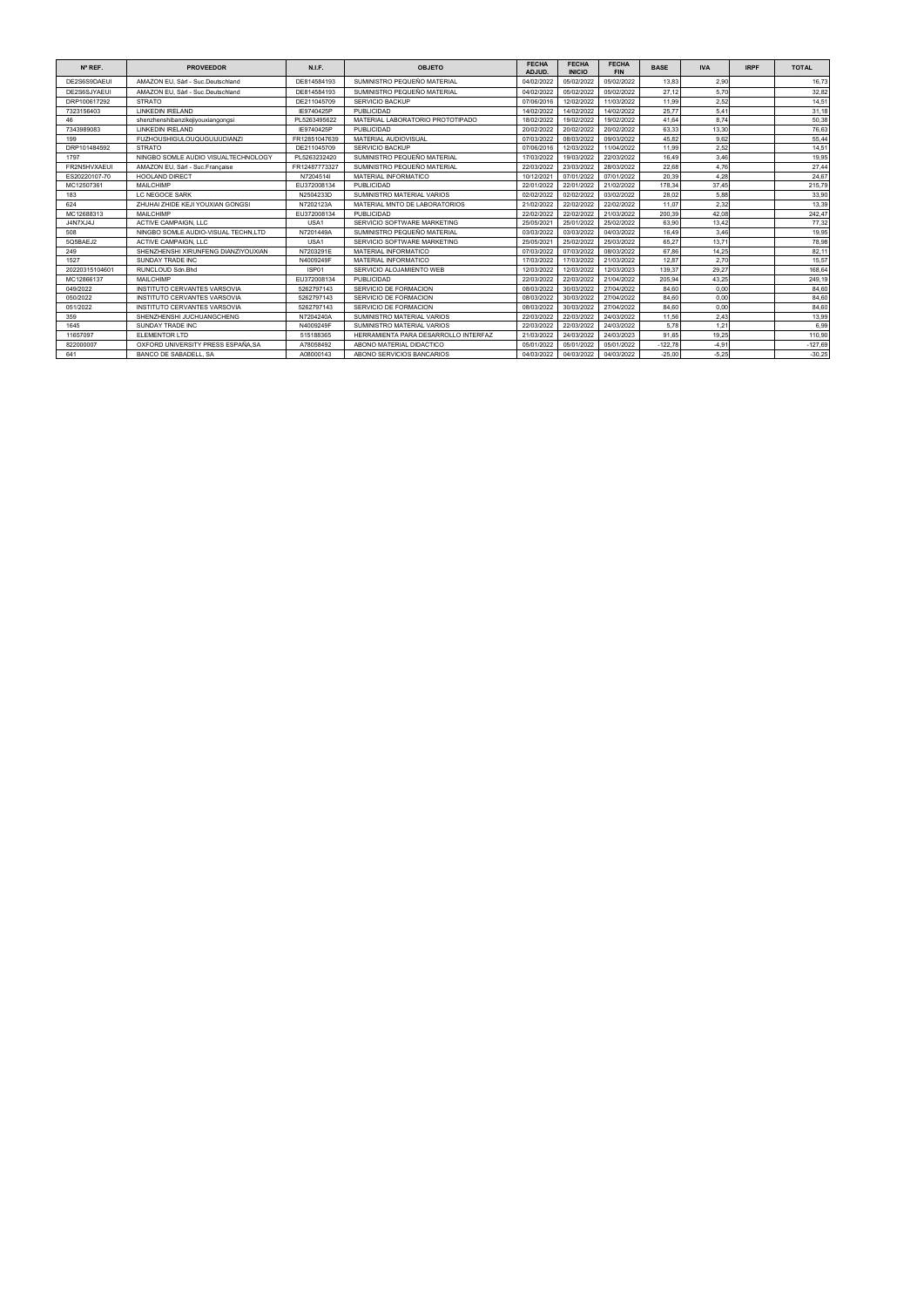| Nº REF. | PROVEEDOR | N.I.F. | OBJETO | FECHA ADJUD. | FECHA INICIO | FECHA FIN | BASE | IVA | IRPF | TOTAL |
|---|---|---|---|---|---|---|---|---|---|---|
| DE2S6S9DAEUI | AMAZON EU, Sàrl - Suc.Deutschland | DE814584193 | SUMINISTRO PEQUEÑO MATERIAL | 04/02/2022 | 05/02/2022 | 05/02/2022 | 13,83 | 2,90 | | 16,73 |
| DE2S6SJYAEUI | AMAZON EU, Sàrl - Suc.Deutschland | DE814584193 | SUMINISTRO PEQUEÑO MATERIAL | 04/02/2022 | 05/02/2022 | 05/02/2022 | 27,12 | 5,70 | | 32,82 |
| DRP100617292 | STRATO | DE211045709 | SERVICIO BACKUP | 07/06/2016 | 12/02/2022 | 11/03/2022 | 11,99 | 2,52 | | 14,51 |
| 7323156403 | LINKEDIN IRELAND | IE9740425P | PUBLICIDAD | 14/02/2022 | 14/02/2022 | 14/02/2022 | 25,77 | 5,41 | | 31,18 |
| 46 | shenzhenshibanzikejiyouxiangongsi | PL5263495622 | MATERIAL LABORATORIO PROTOTIPADO | 18/02/2022 | 19/02/2022 | 19/02/2022 | 41,64 | 8,74 | | 50,38 |
| 7343989083 | LINKEDIN IRELAND | IE9740425P | PUBLICIDAD | 20/02/2022 | 20/02/2022 | 20/02/2022 | 63,33 | 13,30 | | 76,63 |
| 199 | FUZHOUSHIGULOUQUGUIJUDIANZI | FR12851047639 | MATERIAL AUDIOVISUAL | 07/03/2022 | 08/03/2022 | 09/03/2022 | 45,82 | 9,62 | | 55,44 |
| DRP101484592 | STRATO | DE211045709 | SERVICIO BACKUP | 07/06/2016 | 12/03/2022 | 11/04/2022 | 11,99 | 2,52 | | 14,51 |
| 1797 | NINGBO SOMLE AUDIO VISUALTECHNOLOGY | PL5263232420 | SUMINISTRO PEQUEÑO MATERIAL | 17/03/2022 | 19/03/2022 | 22/03/2022 | 16,49 | 3,46 | | 19,95 |
| FR2N5HVXAEUI | AMAZON EU, Sàrl - Suc.Française | FR12487773327 | SUMINISTRO PEQUEÑO MATERIAL | 22/03/2022 | 23/03/2022 | 28/03/2022 | 22,68 | 4,76 | | 27,44 |
| ES20220107-70 | HOOLAND DIRECT | N7204514I | MATERIAL INFORMATICO | 10/12/2021 | 07/01/2022 | 07/01/2022 | 20,39 | 4,28 | | 24,67 |
| MC12507361 | MAILCHIMP | EU372008134 | PUBLICIDAD | 22/01/2022 | 22/01/2022 | 21/02/2022 | 178,34 | 37,45 | | 215,79 |
| 183 | LC NEGOCE SARK | N2504233D | SUMINISTRO MATERIAL VARIOS | 02/02/2022 | 02/02/2022 | 03/02/2022 | 28,02 | 5,88 | | 33,90 |
| 624 | ZHUHAI ZHIDE KEJI YOUXIAN GONGSI | N7202123A | MATERIAL MNTO DE LABORATORIOS | 21/02/2022 | 22/02/2022 | 22/02/2022 | 11,07 | 2,32 | | 13,39 |
| MC12688313 | MAILCHIMP | EU372008134 | PUBLICIDAD | 22/02/2022 | 22/02/2022 | 21/03/2022 | 200,39 | 42,08 | | 242,47 |
| J4N7XJ4J | ACTIVE CAMPAIGN, LLC | USA1 | SERVICIO SOFTWARE MARKETING | 25/05/2021 | 25/01/2022 | 25/02/2022 | 63,90 | 13,42 | | 77,32 |
| 508 | NINGBO SOMLE AUDIO-VISUAL TECHN,LTD | N7201449A | SUMINISTRO PEQUEÑO MATERIAL | 03/03/2022 | 03/03/2022 | 04/03/2022 | 16,49 | 3,46 | | 19,95 |
| 5Q5BAEJ2 | ACTIVE CAMPAIGN, LLC | USA1 | SERVICIO SOFTWARE MARKETING | 25/05/2021 | 25/02/2022 | 25/03/2022 | 65,27 | 13,71 | | 78,98 |
| 249 | SHENZHENSHI XIRUNFENG DIANZIYOUXIAN | N7203291E | MATERIAL INFORMATICO | 07/03/2022 | 07/03/2022 | 08/03/2022 | 67,86 | 14,25 | | 82,11 |
| 1527 | SUNDAY TRADE INC | N4009249F | MATERIAL INFORMATICO | 17/03/2022 | 17/03/2022 | 21/03/2022 | 12,87 | 2,70 | | 15,57 |
| 20220315104601 | RUNCLOUD Sdn.Bhd | ISP01 | SERVICIO ALOJAMIENTO WEB | 12/03/2022 | 12/03/2022 | 12/03/2023 | 139,37 | 29,27 | | 168,64 |
| MC12866137 | MAILCHIMP | EU372008134 | PUBLICIDAD | 22/03/2022 | 22/03/2022 | 21/04/2022 | 205,94 | 43,25 | | 249,19 |
| 049/2022 | INSTITUTO CERVANTES VARSOVIA | 5262797143 | SERVICIO DE FORMACION | 08/03/2022 | 30/03/2022 | 27/04/2022 | 84,60 | 0,00 | | 84,60 |
| 050/2022 | INSTITUTO CERVANTES VARSOVIA | 5262797143 | SERVICIO DE FORMACION | 08/03/2022 | 30/03/2022 | 27/04/2022 | 84,60 | 0,00 | | 84,60 |
| 051/2022 | INSTITUTO CERVANTES VARSOVIA | 5262797143 | SERVICIO DE FORMACION | 08/03/2022 | 30/03/2022 | 27/04/2022 | 84,60 | 0,00 | | 84,60 |
| 359 | SHENZHENSHI JUCHUANGCHENG | N7204240A | SUMINISTRO MATERIAL VARIOS | 22/03/2022 | 22/03/2022 | 24/03/2022 | 11,56 | 2,43 | | 13,99 |
| 1645 | SUNDAY TRADE INC | N4009249F | SUMINISTRO MATERIAL VARIOS | 22/03/2022 | 22/03/2022 | 24/03/2022 | 5,78 | 1,21 | | 6,99 |
| 11657097 | ELEMENTOR LTD | 515188365 | HERRAMIENTA PARA DESARROLLO INTERFAZ | 21/03/2022 | 24/03/2022 | 24/03/2023 | 91,65 | 19,25 | | 110,90 |
| 822000007 | OXFORD UNIVERSITY PRESS ESPAÑA,SA | A78058492 | ABONO MATERIAL DIDACTICO | 05/01/2022 | 05/01/2022 | 05/01/2022 | -122,78 | -4,91 | | -127,69 |
| 641 | BANCO DE SABADELL, SA | A08000143 | ABONO SERVICIOS BANCARIOS | 04/03/2022 | 04/03/2022 | 04/03/2022 | -25,00 | -5,25 | | -30,25 |